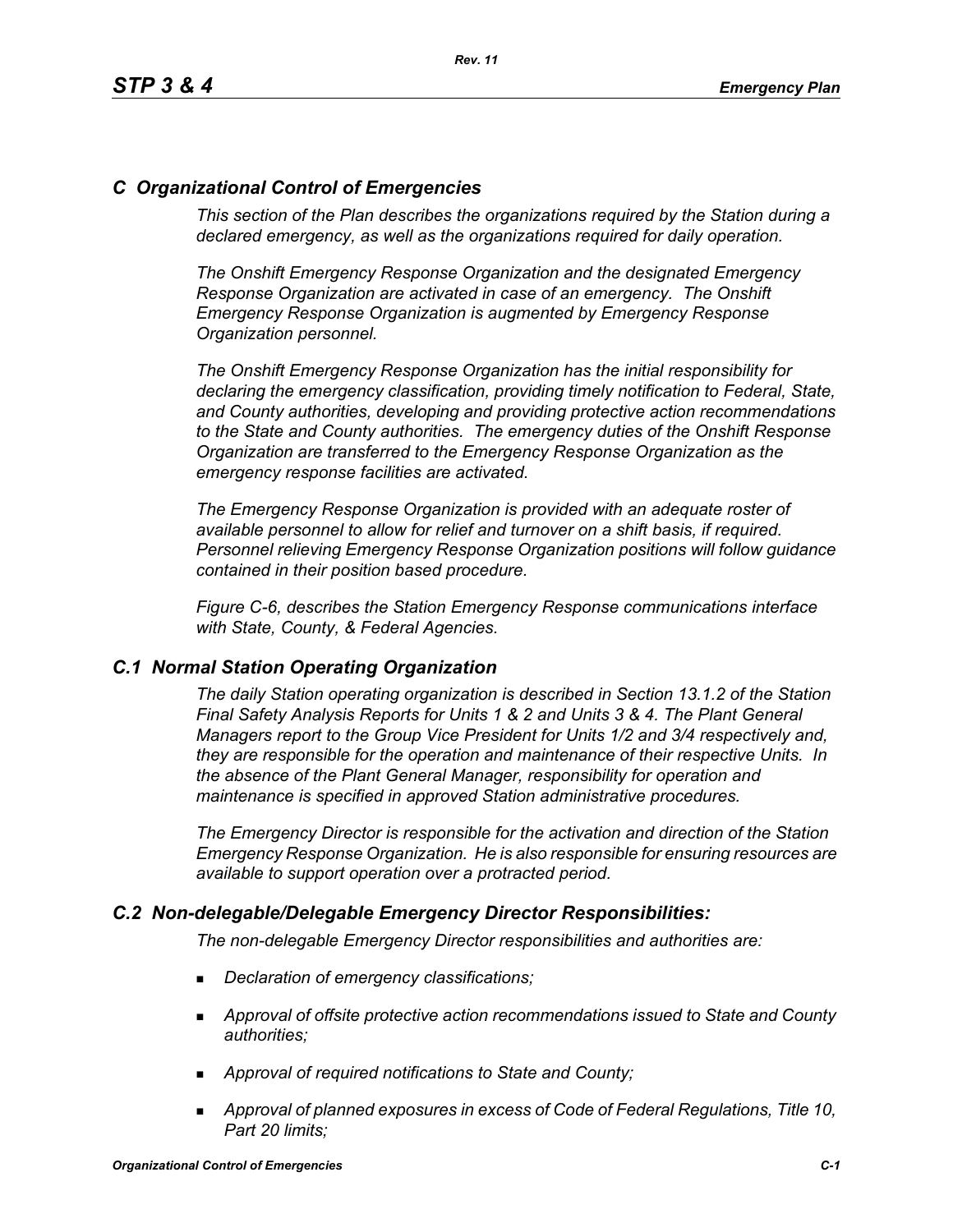## *C Organizational Control of Emergencies*

*This section of the Plan describes the organizations required by the Station during a declared emergency, as well as the organizations required for daily operation.*

*The Onshift Emergency Response Organization and the designated Emergency Response Organization are activated in case of an emergency. The Onshift Emergency Response Organization is augmented by Emergency Response Organization personnel.*

*The Onshift Emergency Response Organization has the initial responsibility for declaring the emergency classification, providing timely notification to Federal, State, and County authorities, developing and providing protective action recommendations to the State and County authorities. The emergency duties of the Onshift Response Organization are transferred to the Emergency Response Organization as the emergency response facilities are activated.*

*The Emergency Response Organization is provided with an adequate roster of available personnel to allow for relief and turnover on a shift basis, if required. Personnel relieving Emergency Response Organization positions will follow guidance contained in their position based procedure.*

*Figure C-6, describes the Station Emergency Response communications interface with State, County, & Federal Agencies.*

### *C.1 Normal Station Operating Organization*

*The daily Station operating organization is described in Section 13.1.2 of the Station Final Safety Analysis Reports for Units 1 & 2 and Units 3 & 4. The Plant General Managers report to the Group Vice President for Units 1/2 and 3/4 respectively and, they are responsible for the operation and maintenance of their respective Units. In the absence of the Plant General Manager, responsibility for operation and maintenance is specified in approved Station administrative procedures.*

*The Emergency Director is responsible for the activation and direction of the Station Emergency Response Organization. He is also responsible for ensuring resources are available to support operation over a protracted period.*

### *C.2 Non-delegable/Delegable Emergency Director Responsibilities:*

*The non-delegable Emergency Director responsibilities and authorities are:*

- *Declaration of emergency classifications;*
- *Approval of offsite protective action recommendations issued to State and County authorities;*
- *Approval of required notifications to State and County;*
- *Approval of planned exposures in excess of Code of Federal Regulations, Title 10, Part 20 limits;*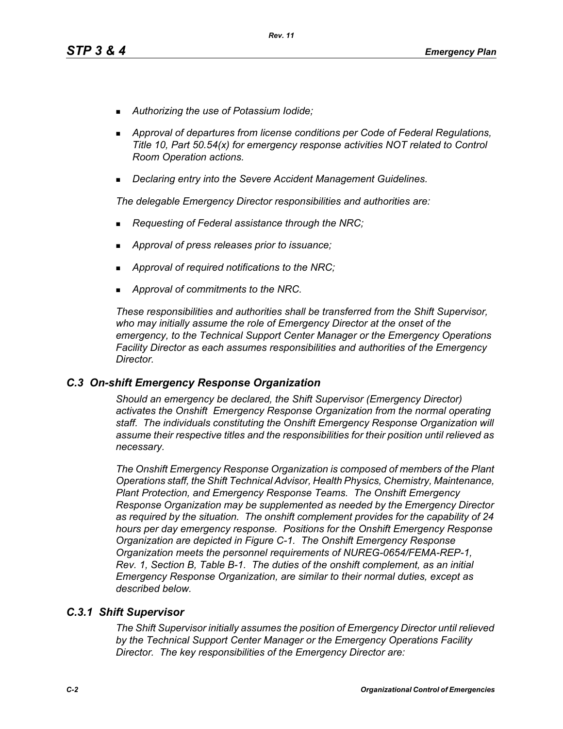- *Authorizing the use of Potassium Iodide;*
- *Approval of departures from license conditions per Code of Federal Regulations, Title 10, Part 50.54(x) for emergency response activities NOT related to Control Room Operation actions.*
- *Declaring entry into the Severe Accident Management Guidelines.*

*The delegable Emergency Director responsibilities and authorities are:*

- *Requesting of Federal assistance through the NRC;*
- *Approval of press releases prior to issuance;*
- *Approval of required notifications to the NRC;*
- *Approval of commitments to the NRC.*

*These responsibilities and authorities shall be transferred from the Shift Supervisor, who may initially assume the role of Emergency Director at the onset of the emergency, to the Technical Support Center Manager or the Emergency Operations Facility Director as each assumes responsibilities and authorities of the Emergency Director.*

## *C.3 On-shift Emergency Response Organization*

*Should an emergency be declared, the Shift Supervisor (Emergency Director) activates the Onshift Emergency Response Organization from the normal operating staff. The individuals constituting the Onshift Emergency Response Organization will assume their respective titles and the responsibilities for their position until relieved as necessary.*

*The Onshift Emergency Response Organization is composed of members of the Plant Operations staff, the Shift Technical Advisor, Health Physics, Chemistry, Maintenance, Plant Protection, and Emergency Response Teams. The Onshift Emergency Response Organization may be supplemented as needed by the Emergency Director as required by the situation. The onshift complement provides for the capability of 24 hours per day emergency response. Positions for the Onshift Emergency Response Organization are depicted in Figure C-1. The Onshift Emergency Response Organization meets the personnel requirements of NUREG-0654/FEMA-REP-1, Rev. 1, Section B, Table B-1. The duties of the onshift complement, as an initial Emergency Response Organization, are similar to their normal duties, except as described below.*

### *C.3.1 Shift Supervisor*

*The Shift Supervisor initially assumes the position of Emergency Director until relieved by the Technical Support Center Manager or the Emergency Operations Facility Director. The key responsibilities of the Emergency Director are:*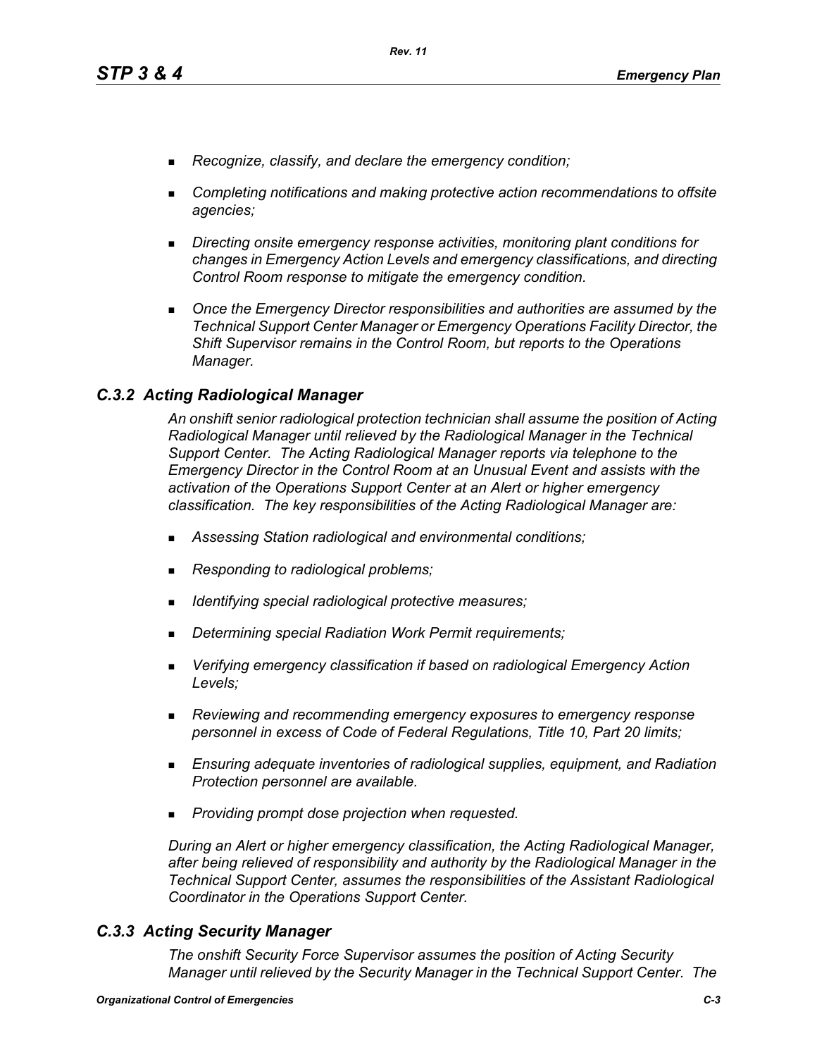- *Recognize, classify, and declare the emergency condition;*
- *Completing notifications and making protective action recommendations to offsite agencies;*
- *Directing onsite emergency response activities, monitoring plant conditions for changes in Emergency Action Levels and emergency classifications, and directing Control Room response to mitigate the emergency condition.*
- *Once the Emergency Director responsibilities and authorities are assumed by the Technical Support Center Manager or Emergency Operations Facility Director, the Shift Supervisor remains in the Control Room, but reports to the Operations Manager.*

### *C.3.2 Acting Radiological Manager*

*An onshift senior radiological protection technician shall assume the position of Acting Radiological Manager until relieved by the Radiological Manager in the Technical Support Center. The Acting Radiological Manager reports via telephone to the Emergency Director in the Control Room at an Unusual Event and assists with the activation of the Operations Support Center at an Alert or higher emergency classification. The key responsibilities of the Acting Radiological Manager are:*

- *Assessing Station radiological and environmental conditions;*
- *Responding to radiological problems;*
- *Identifying special radiological protective measures;*
- *Determining special Radiation Work Permit requirements;*
- *Verifying emergency classification if based on radiological Emergency Action Levels;*
- *Reviewing and recommending emergency exposures to emergency response personnel in excess of Code of Federal Regulations, Title 10, Part 20 limits;*
- *Ensuring adequate inventories of radiological supplies, equipment, and Radiation Protection personnel are available.*
- *Providing prompt dose projection when requested.*

*During an Alert or higher emergency classification, the Acting Radiological Manager, after being relieved of responsibility and authority by the Radiological Manager in the Technical Support Center, assumes the responsibilities of the Assistant Radiological Coordinator in the Operations Support Center.*

### *C.3.3 Acting Security Manager*

*The onshift Security Force Supervisor assumes the position of Acting Security Manager until relieved by the Security Manager in the Technical Support Center. The*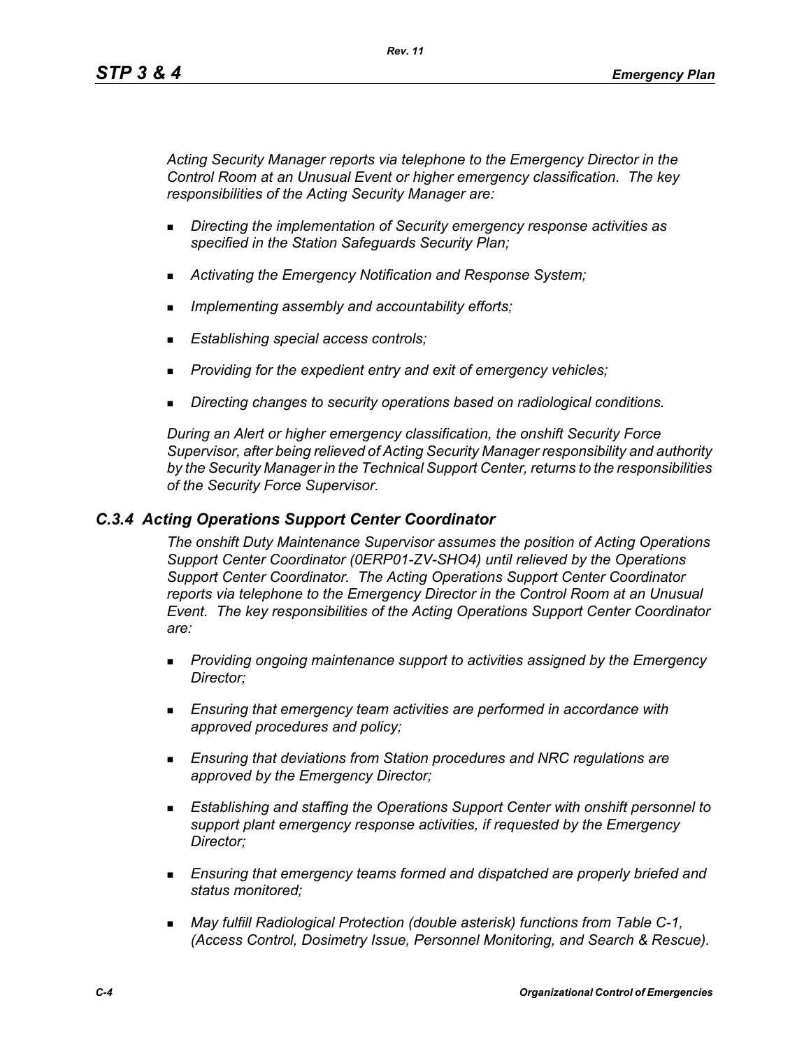*Acting Security Manager reports via telephone to the Emergency Director in the Control Room at an Unusual Event or higher emergency classification. The key responsibilities of the Acting Security Manager are:*

- *Directing the implementation of Security emergency response activities as specified in the Station Safeguards Security Plan;*
- *Activating the Emergency Notification and Response System;*
- *Implementing assembly and accountability efforts;*
- *Establishing special access controls;*
- *Providing for the expedient entry and exit of emergency vehicles;*
- *Directing changes to security operations based on radiological conditions.*

*During an Alert or higher emergency classification, the onshift Security Force Supervisor, after being relieved of Acting Security Manager responsibility and authority by the Security Manager in the Technical Support Center, returns to the responsibilities of the Security Force Supervisor.*

### *C.3.4 Acting Operations Support Center Coordinator*

*The onshift Duty Maintenance Supervisor assumes the position of Acting Operations Support Center Coordinator (0ERP01-ZV-SHO4) until relieved by the Operations Support Center Coordinator. The Acting Operations Support Center Coordinator reports via telephone to the Emergency Director in the Control Room at an Unusual Event. The key responsibilities of the Acting Operations Support Center Coordinator are:*

- *Providing ongoing maintenance support to activities assigned by the Emergency Director;*
- *Ensuring that emergency team activities are performed in accordance with approved procedures and policy;*
- *Ensuring that deviations from Station procedures and NRC regulations are approved by the Emergency Director;*
- *Establishing and staffing the Operations Support Center with onshift personnel to support plant emergency response activities, if requested by the Emergency Director;*
- *Ensuring that emergency teams formed and dispatched are properly briefed and status monitored;*
- *May fulfill Radiological Protection (double asterisk) functions from Table C-1, (Access Control, Dosimetry Issue, Personnel Monitoring, and Search & Rescue).*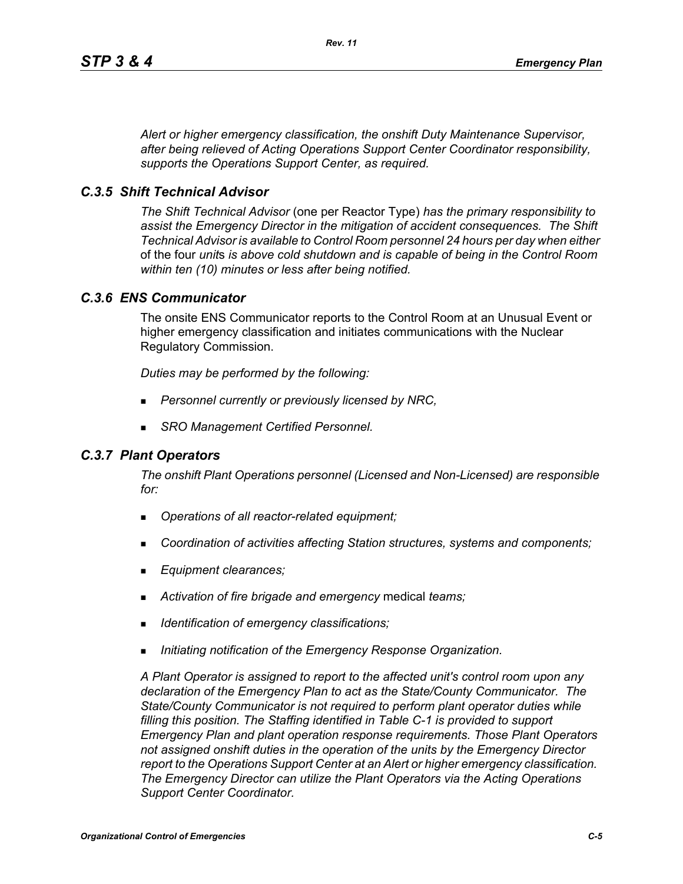*Alert or higher emergency classification, the onshift Duty Maintenance Supervisor, after being relieved of Acting Operations Support Center Coordinator responsibility, supports the Operations Support Center, as required.*

### *C.3.5 Shift Technical Advisor*

*The Shift Technical Advisor* (one per Reactor Type) *has the primary responsibility to assist the Emergency Director in the mitigation of accident consequences. The Shift Technical Advisor is available to Control Room personnel 24 hours per day when either* of the four *unit*s *is above cold shutdown and is capable of being in the Control Room within ten (10) minutes or less after being notified.*

### *C.3.6 ENS Communicator*

The onsite ENS Communicator reports to the Control Room at an Unusual Event or higher emergency classification and initiates communications with the Nuclear Regulatory Commission.

*Duties may be performed by the following:*

- *Personnel currently or previously licensed by NRC,*
- *SRO Management Certified Personnel.*

### *C.3.7 Plant Operators*

*The onshift Plant Operations personnel (Licensed and Non-Licensed) are responsible for:*

- *Operations of all reactor-related equipment;*
- *Coordination of activities affecting Station structures, systems and components;*
- *Equipment clearances;*
- *Activation of fire brigade and emergency* medical *teams;*
- *Identification of emergency classifications;*
- *Initiating notification of the Emergency Response Organization.*

*A Plant Operator is assigned to report to the affected unit's control room upon any declaration of the Emergency Plan to act as the State/County Communicator. The State/County Communicator is not required to perform plant operator duties while filling this position. The Staffing identified in Table C-1 is provided to support Emergency Plan and plant operation response requirements. Those Plant Operators not assigned onshift duties in the operation of the units by the Emergency Director report to the Operations Support Center at an Alert or higher emergency classification. The Emergency Director can utilize the Plant Operators via the Acting Operations Support Center Coordinator.*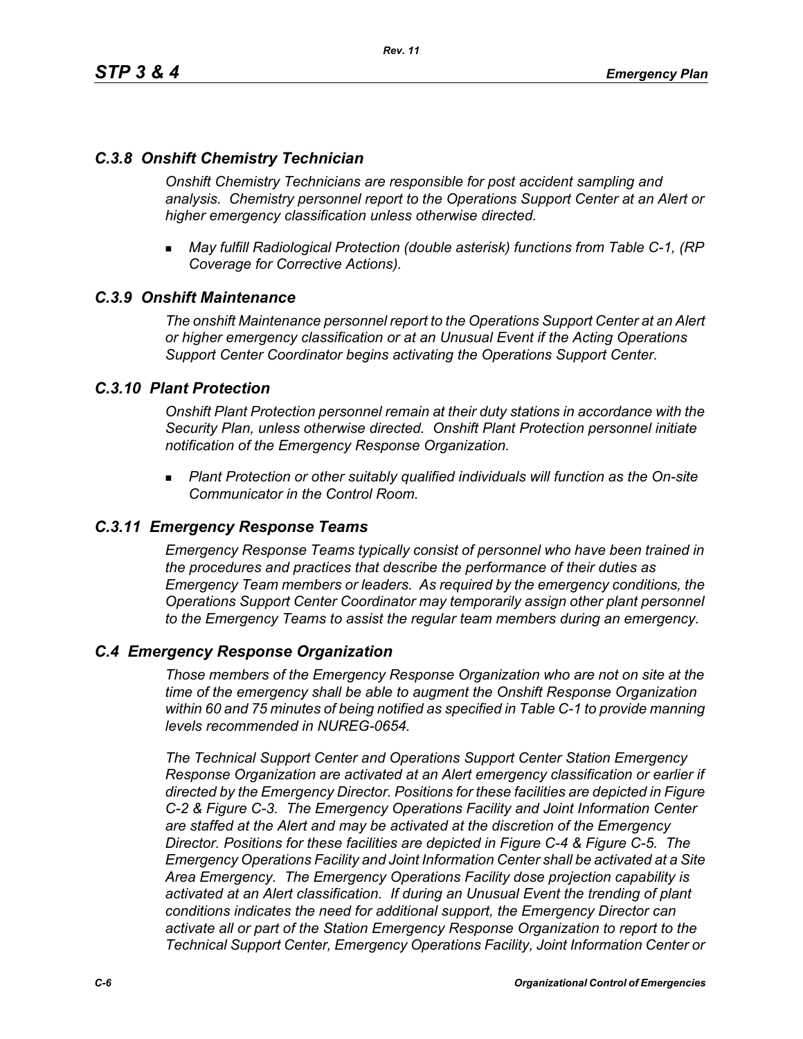## *C.3.8 Onshift Chemistry Technician*

*Onshift Chemistry Technicians are responsible for post accident sampling and analysis. Chemistry personnel report to the Operations Support Center at an Alert or higher emergency classification unless otherwise directed.*

- *May fulfill Radiological Protection (double asterisk) functions from Table C-1, (RP Coverage for Corrective Actions).*

## *C.3.9 Onshift Maintenance*

*The onshift Maintenance personnel report to the Operations Support Center at an Alert or higher emergency classification or at an Unusual Event if the Acting Operations Support Center Coordinator begins activating the Operations Support Center.*

## *C.3.10 Plant Protection*

*Onshift Plant Protection personnel remain at their duty stations in accordance with the Security Plan, unless otherwise directed. Onshift Plant Protection personnel initiate notification of the Emergency Response Organization.*

- *Plant Protection or other suitably qualified individuals will function as the On-site Communicator in the Control Room.*

## *C.3.11 Emergency Response Teams*

*Emergency Response Teams typically consist of personnel who have been trained in the procedures and practices that describe the performance of their duties as Emergency Team members or leaders. As required by the emergency conditions, the Operations Support Center Coordinator may temporarily assign other plant personnel to the Emergency Teams to assist the regular team members during an emergency.*

## *C.4 Emergency Response Organization*

*Those members of the Emergency Response Organization who are not on site at the time of the emergency shall be able to augment the Onshift Response Organization within 60 and 75 minutes of being notified as specified in Table C-1 to provide manning levels recommended in NUREG-0654.*

*The Technical Support Center and Operations Support Center Station Emergency Response Organization are activated at an Alert emergency classification or earlier if directed by the Emergency Director. Positions for these facilities are depicted in Figure C-2 & Figure C-3. The Emergency Operations Facility and Joint Information Center are staffed at the Alert and may be activated at the discretion of the Emergency Director. Positions for these facilities are depicted in Figure C-4 & Figure C-5. The Emergency Operations Facility and Joint Information Center shall be activated at a Site Area Emergency. The Emergency Operations Facility dose projection capability is activated at an Alert classification. If during an Unusual Event the trending of plant conditions indicates the need for additional support, the Emergency Director can activate all or part of the Station Emergency Response Organization to report to the Technical Support Center, Emergency Operations Facility, Joint Information Center or*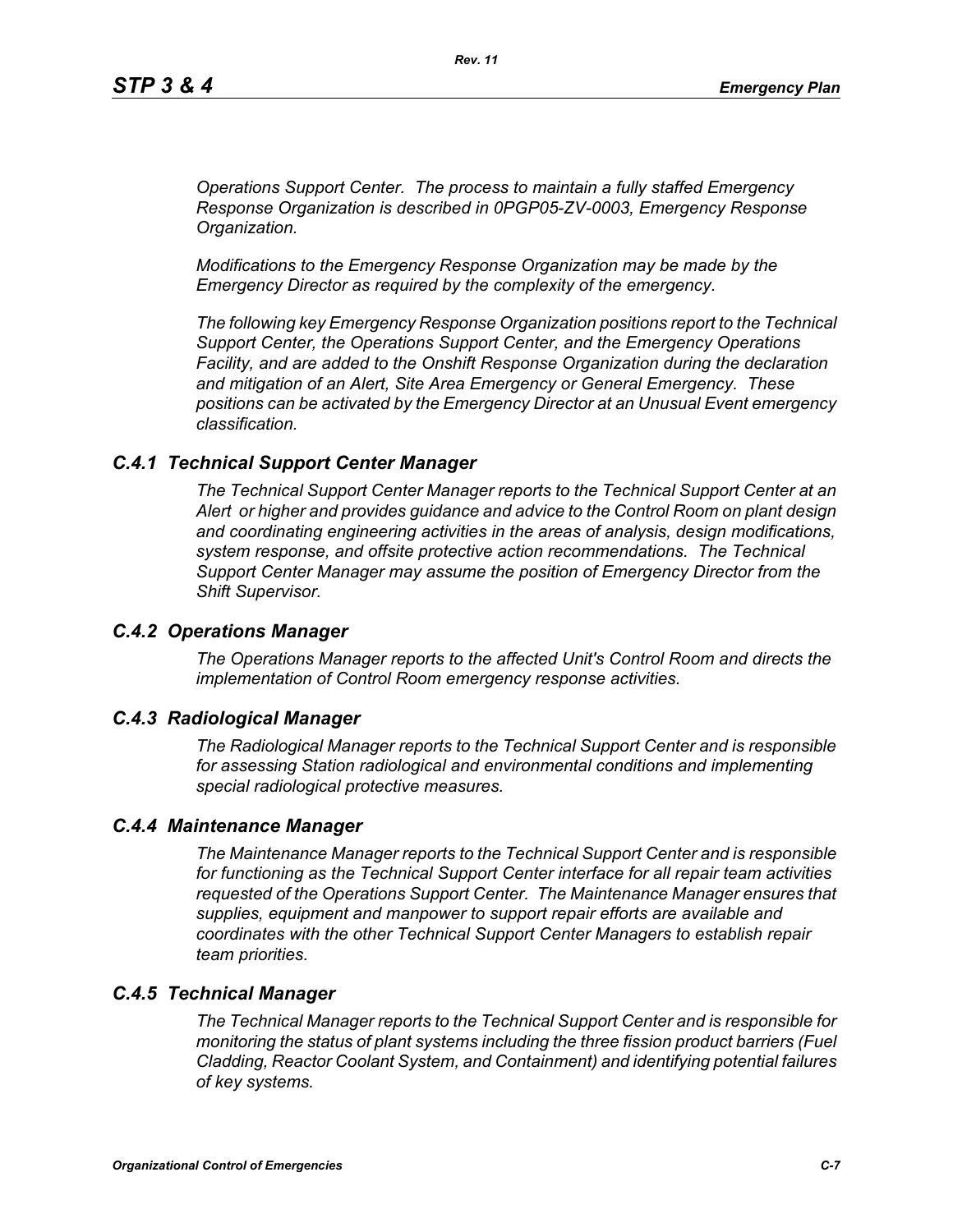*Operations Support Center. The process to maintain a fully staffed Emergency Response Organization is described in 0PGP05-ZV-0003, Emergency Response Organization.*

*Modifications to the Emergency Response Organization may be made by the Emergency Director as required by the complexity of the emergency.*

*The following key Emergency Response Organization positions report to the Technical Support Center, the Operations Support Center, and the Emergency Operations Facility, and are added to the Onshift Response Organization during the declaration and mitigation of an Alert, Site Area Emergency or General Emergency. These positions can be activated by the Emergency Director at an Unusual Event emergency classification.*

### *C.4.1 Technical Support Center Manager*

*The Technical Support Center Manager reports to the Technical Support Center at an Alert or higher and provides guidance and advice to the Control Room on plant design and coordinating engineering activities in the areas of analysis, design modifications, system response, and offsite protective action recommendations. The Technical Support Center Manager may assume the position of Emergency Director from the Shift Supervisor.*

### *C.4.2 Operations Manager*

*The Operations Manager reports to the affected Unit's Control Room and directs the implementation of Control Room emergency response activities.*

### *C.4.3 Radiological Manager*

*The Radiological Manager reports to the Technical Support Center and is responsible for assessing Station radiological and environmental conditions and implementing special radiological protective measures.*

### *C.4.4 Maintenance Manager*

*The Maintenance Manager reports to the Technical Support Center and is responsible for functioning as the Technical Support Center interface for all repair team activities requested of the Operations Support Center. The Maintenance Manager ensures that supplies, equipment and manpower to support repair efforts are available and coordinates with the other Technical Support Center Managers to establish repair team priorities.*

### *C.4.5 Technical Manager*

*The Technical Manager reports to the Technical Support Center and is responsible for monitoring the status of plant systems including the three fission product barriers (Fuel Cladding, Reactor Coolant System, and Containment) and identifying potential failures of key systems.*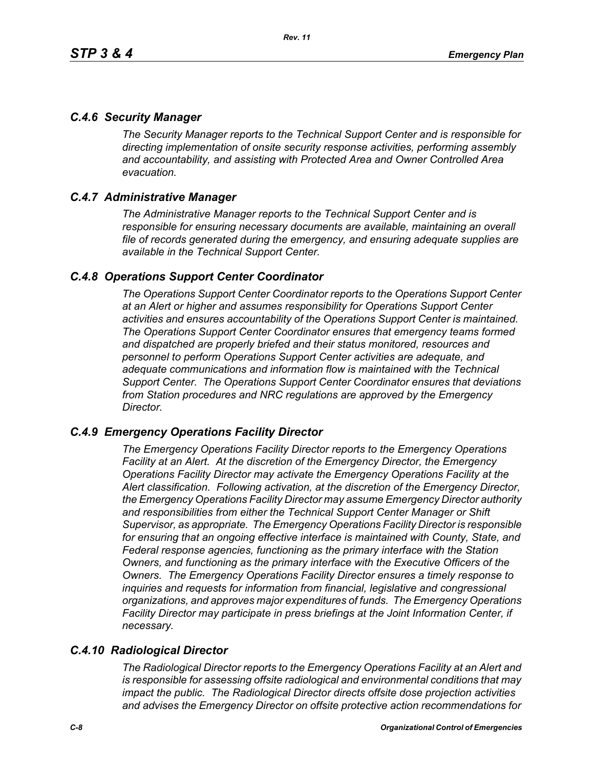### *C.4.6 Security Manager*

*The Security Manager reports to the Technical Support Center and is responsible for directing implementation of onsite security response activities, performing assembly and accountability, and assisting with Protected Area and Owner Controlled Area evacuation.*

### *C.4.7 Administrative Manager*

*The Administrative Manager reports to the Technical Support Center and is responsible for ensuring necessary documents are available, maintaining an overall file of records generated during the emergency, and ensuring adequate supplies are available in the Technical Support Center.*

### *C.4.8 Operations Support Center Coordinator*

*The Operations Support Center Coordinator reports to the Operations Support Center at an Alert or higher and assumes responsibility for Operations Support Center activities and ensures accountability of the Operations Support Center is maintained. The Operations Support Center Coordinator ensures that emergency teams formed and dispatched are properly briefed and their status monitored, resources and personnel to perform Operations Support Center activities are adequate, and adequate communications and information flow is maintained with the Technical Support Center. The Operations Support Center Coordinator ensures that deviations from Station procedures and NRC regulations are approved by the Emergency Director.*

### *C.4.9 Emergency Operations Facility Director*

*The Emergency Operations Facility Director reports to the Emergency Operations Facility at an Alert. At the discretion of the Emergency Director, the Emergency Operations Facility Director may activate the Emergency Operations Facility at the Alert classification. Following activation, at the discretion of the Emergency Director, the Emergency Operations Facility Director may assume Emergency Director authority and responsibilities from either the Technical Support Center Manager or Shift Supervisor, as appropriate. The Emergency Operations Facility Director is responsible for ensuring that an ongoing effective interface is maintained with County, State, and Federal response agencies, functioning as the primary interface with the Station Owners, and functioning as the primary interface with the Executive Officers of the Owners. The Emergency Operations Facility Director ensures a timely response to inquiries and requests for information from financial, legislative and congressional organizations, and approves major expenditures of funds. The Emergency Operations Facility Director may participate in press briefings at the Joint Information Center, if necessary.*

### *C.4.10 Radiological Director*

*The Radiological Director reports to the Emergency Operations Facility at an Alert and is responsible for assessing offsite radiological and environmental conditions that may impact the public. The Radiological Director directs offsite dose projection activities and advises the Emergency Director on offsite protective action recommendations for*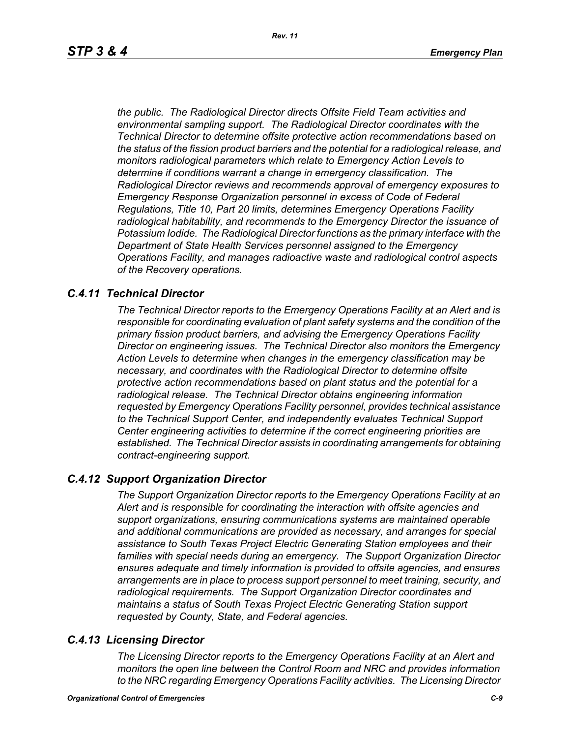*the public. The Radiological Director directs Offsite Field Team activities and environmental sampling support. The Radiological Director coordinates with the Technical Director to determine offsite protective action recommendations based on the status of the fission product barriers and the potential for a radiological release, and monitors radiological parameters which relate to Emergency Action Levels to determine if conditions warrant a change in emergency classification. The Radiological Director reviews and recommends approval of emergency exposures to Emergency Response Organization personnel in excess of Code of Federal Regulations, Title 10, Part 20 limits, determines Emergency Operations Facility radiological habitability, and recommends to the Emergency Director the issuance of Potassium Iodide. The Radiological Director functions as the primary interface with the Department of State Health Services personnel assigned to the Emergency Operations Facility, and manages radioactive waste and radiological control aspects of the Recovery operations.*

### *C.4.11 Technical Director*

*The Technical Director reports to the Emergency Operations Facility at an Alert and is responsible for coordinating evaluation of plant safety systems and the condition of the primary fission product barriers, and advising the Emergency Operations Facility Director on engineering issues. The Technical Director also monitors the Emergency Action Levels to determine when changes in the emergency classification may be necessary, and coordinates with the Radiological Director to determine offsite protective action recommendations based on plant status and the potential for a radiological release. The Technical Director obtains engineering information requested by Emergency Operations Facility personnel, provides technical assistance to the Technical Support Center, and independently evaluates Technical Support Center engineering activities to determine if the correct engineering priorities are established. The Technical Director assists in coordinating arrangements for obtaining contract-engineering support.*

### *C.4.12 Support Organization Director*

*The Support Organization Director reports to the Emergency Operations Facility at an Alert and is responsible for coordinating the interaction with offsite agencies and support organizations, ensuring communications systems are maintained operable and additional communications are provided as necessary, and arranges for special assistance to South Texas Project Electric Generating Station employees and their families with special needs during an emergency. The Support Organization Director ensures adequate and timely information is provided to offsite agencies, and ensures arrangements are in place to process support personnel to meet training, security, and radiological requirements. The Support Organization Director coordinates and maintains a status of South Texas Project Electric Generating Station support requested by County, State, and Federal agencies.*

### *C.4.13 Licensing Director*

*The Licensing Director reports to the Emergency Operations Facility at an Alert and monitors the open line between the Control Room and NRC and provides information to the NRC regarding Emergency Operations Facility activities. The Licensing Director*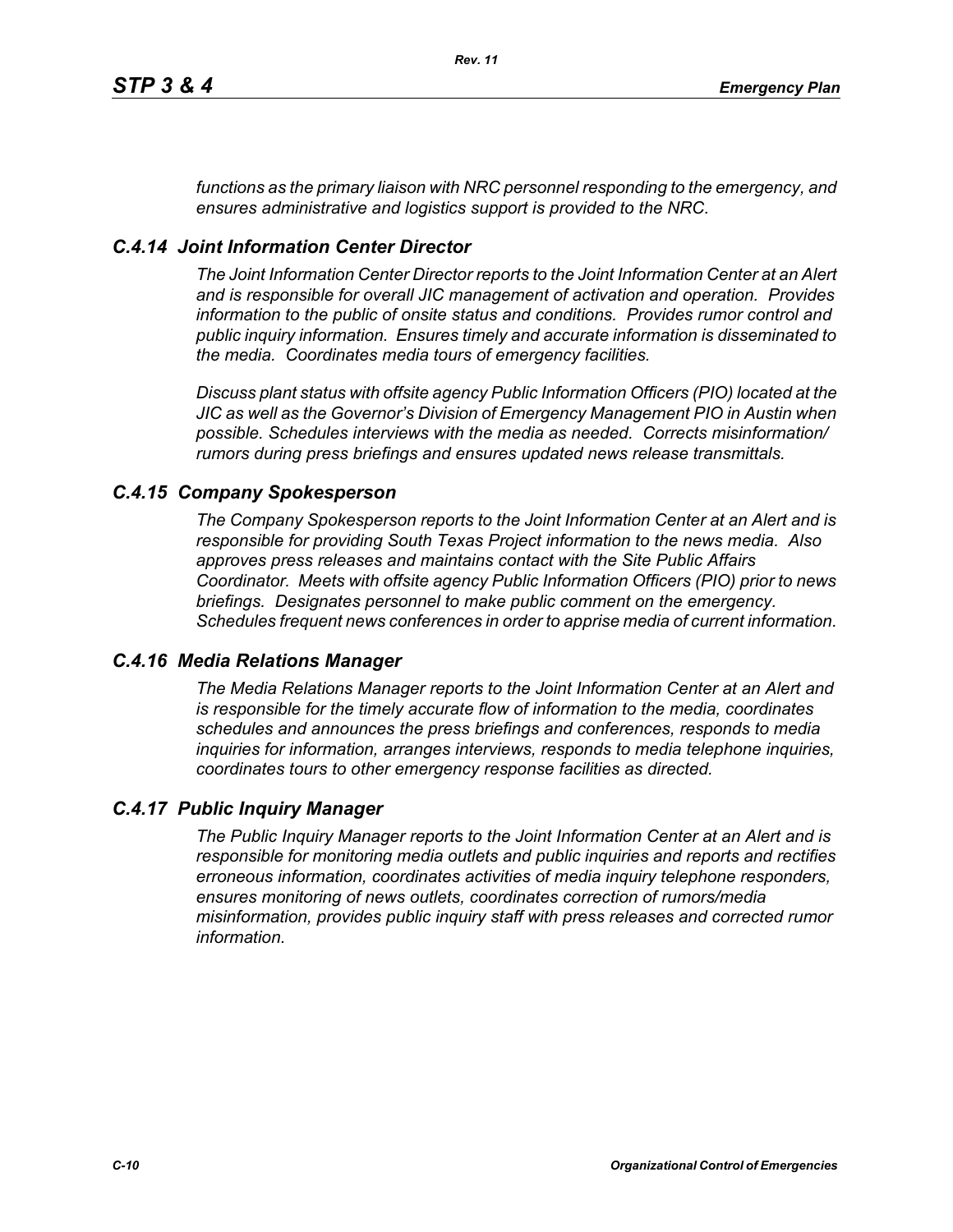*functions as the primary liaison with NRC personnel responding to the emergency, and ensures administrative and logistics support is provided to the NRC.*

### *C.4.14 Joint Information Center Director*

*The Joint Information Center Director reports to the Joint Information Center at an Alert and is responsible for overall JIC management of activation and operation. Provides information to the public of onsite status and conditions. Provides rumor control and public inquiry information. Ensures timely and accurate information is disseminated to the media. Coordinates media tours of emergency facilities.*

*Discuss plant status with offsite agency Public Information Officers (PIO) located at the JIC as well as the Governor's Division of Emergency Management PIO in Austin when possible. Schedules interviews with the media as needed. Corrects misinformation/ rumors during press briefings and ensures updated news release transmittals.*

### *C.4.15 Company Spokesperson*

*The Company Spokesperson reports to the Joint Information Center at an Alert and is responsible for providing South Texas Project information to the news media. Also approves press releases and maintains contact with the Site Public Affairs Coordinator. Meets with offsite agency Public Information Officers (PIO) prior to news briefings. Designates personnel to make public comment on the emergency. Schedules frequent news conferences in order to apprise media of current information.*

### *C.4.16 Media Relations Manager*

*The Media Relations Manager reports to the Joint Information Center at an Alert and is responsible for the timely accurate flow of information to the media, coordinates schedules and announces the press briefings and conferences, responds to media inquiries for information, arranges interviews, responds to media telephone inquiries, coordinates tours to other emergency response facilities as directed.*

### *C.4.17 Public Inquiry Manager*

*The Public Inquiry Manager reports to the Joint Information Center at an Alert and is responsible for monitoring media outlets and public inquiries and reports and rectifies erroneous information, coordinates activities of media inquiry telephone responders, ensures monitoring of news outlets, coordinates correction of rumors/media misinformation, provides public inquiry staff with press releases and corrected rumor information.*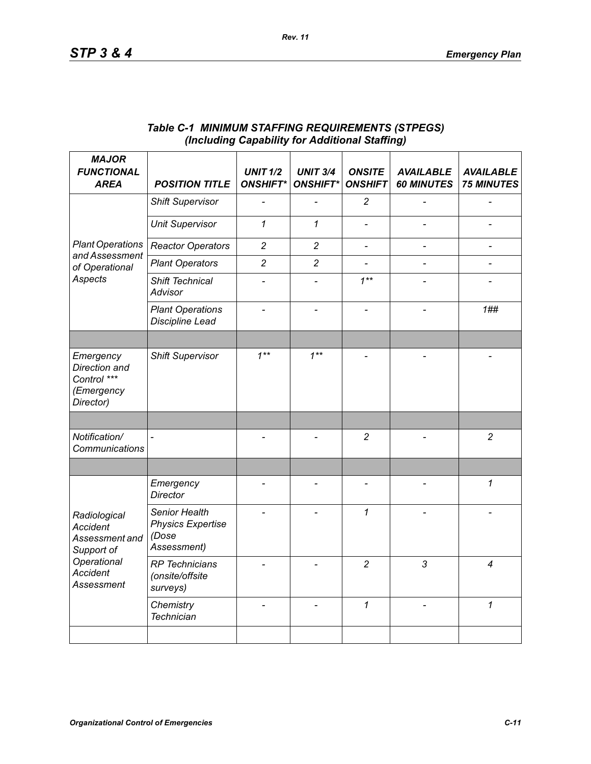*Table C-1 MINIMUM STAFFING REQUIREMENTS (STPEGS)*
*(Including Capability for Additional Staffing)*

| MAJOR FUNCTIONAL AREA | POSITION TITLE | UNIT 1/2 ONSHIFT* | UNIT 3/4 ONSHIFT* | ONSITE ONSHIFT | AVAILABLE 60 MINUTES | AVAILABLE 75 MINUTES |
|---|---|---|---|---|---|---|
| Plant Operations and Assessment of Operational Aspects | Shift Supervisor | - | - | 2 | - | - |
| | Unit Supervisor | 1 | 1 | - | - | - |
| | Reactor Operators | 2 | 2 | - | - | - |
| | Plant Operators | 2 | 2 | - | - | - |
| | Shift Technical Advisor | - | - | 1** | - | - |
| | Plant Operations Discipline Lead | - | - | - | - | 1## |
| | | | | | | |
| Emergency Direction and Control *** (Emergency Director) | Shift Supervisor | 1** | 1** | - | - | - |
| | | | | | | |
| Notification/ Communications | - | - | - | 2 | - | 2 |
| | | | | | | |
| Radiological Accident Assessment and Support of Operational Accident Assessment | Emergency Director | - | - | - | - | 1 |
| | Senior Health Physics Expertise (Dose Assessment) | - | - | 1 | - | - |
| | RP Technicians (onsite/offsite surveys) | - | - | 2 | 3 | 4 |
| | Chemistry Technician | - | - | 1 | - | 1 |
| | | | | | | |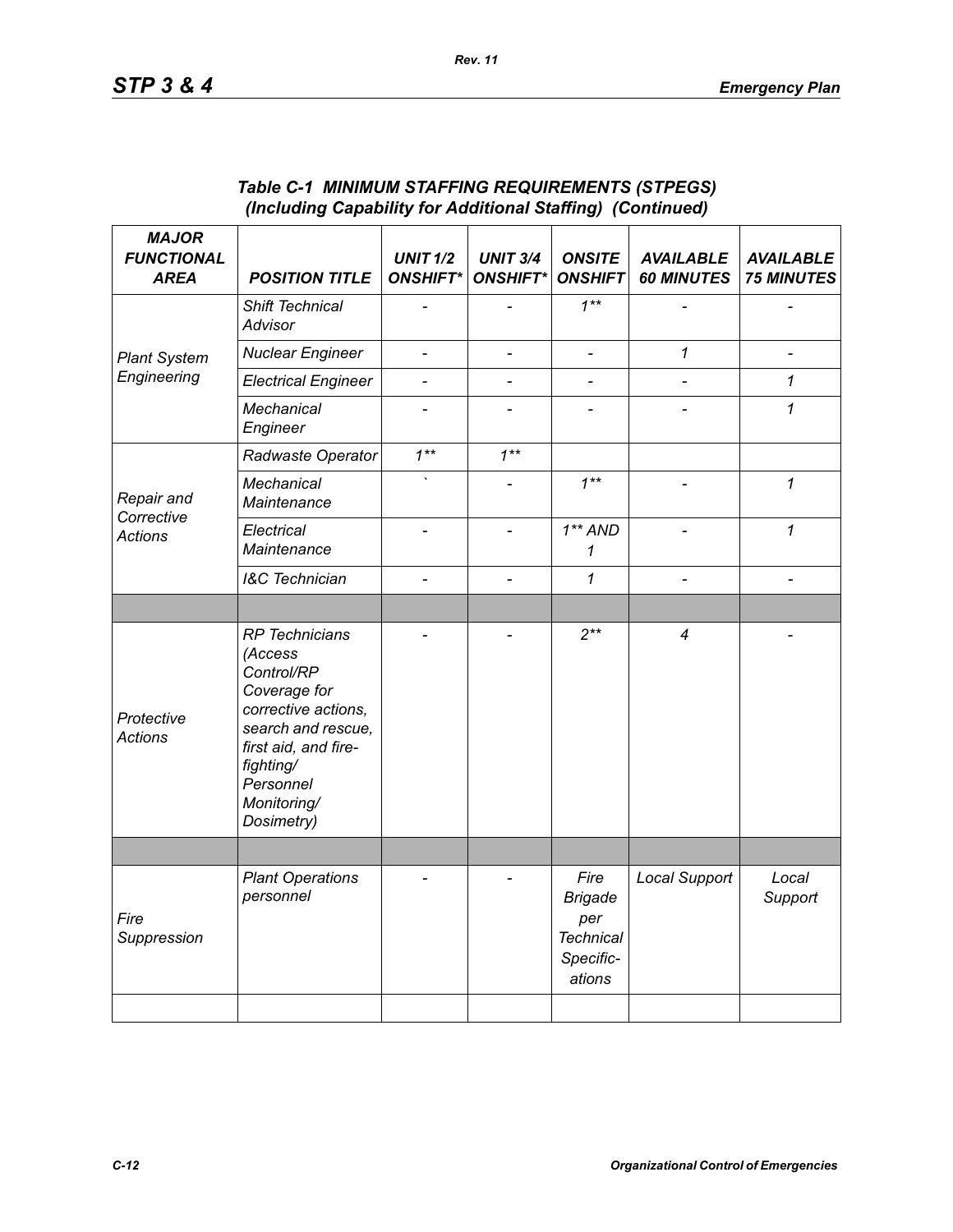*Table C-1 MINIMUM STAFFING REQUIREMENTS (STPEGS) (Including Capability for Additional Staffing) (Continued)*

| MAJOR FUNCTIONAL AREA | POSITION TITLE | UNIT 1/2 ONSHIFT* | UNIT 3/4 ONSHIFT* | ONSITE ONSHIFT | AVAILABLE 60 MINUTES | AVAILABLE 75 MINUTES |
|---|---|---|---|---|---|---|
| Plant System Engineering | Shift Technical Advisor | - | - | 1** | - | - |
| | Nuclear Engineer | - | - | - | 1 | - |
| | Electrical Engineer | - | - | - | - | 1 |
| | Mechanical Engineer | - | - | - | - | 1 |
| Repair and Corrective Actions | Radwaste Operator | 1** | 1** | | | |
| | Mechanical Maintenance | ` | - | 1** | - | 1 |
| | Electrical Maintenance | - | - | 1** AND 1 | - | 1 |
| | I&C Technician | - | - | 1 | - | - |
| | | | | | | |
| Protective Actions | RP Technicians (Access Control/RP Coverage for corrective actions, search and rescue, first aid, and fire-fighting/ Personnel Monitoring/ Dosimetry) | - | - | 2** | 4 | - |
| | | | | | | |
| Fire Suppression | Plant Operations personnel | - | - | Fire Brigade per Technical Specific-ations | Local Support | Local Support |
| | | | | | | |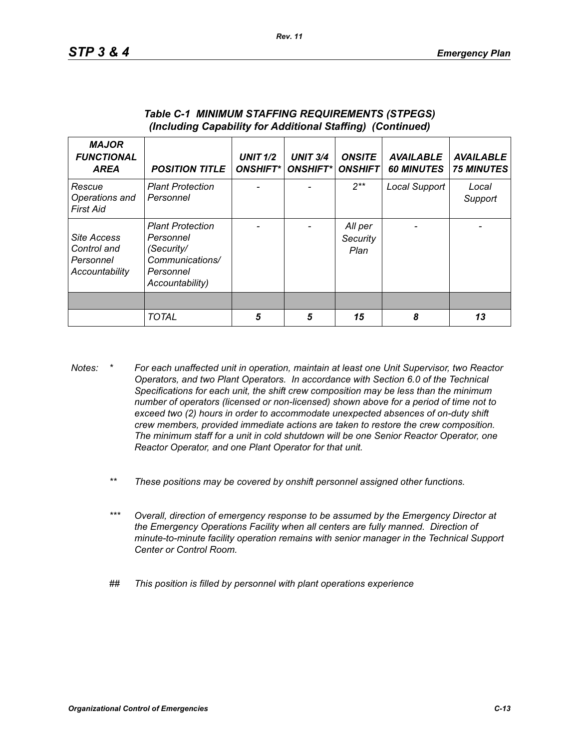*Table C-1 MINIMUM STAFFING REQUIREMENTS (STPEGS) (Including Capability for Additional Staffing) (Continued)*

| MAJOR FUNCTIONAL AREA | POSITION TITLE | UNIT 1/2 ONSHIFT* | UNIT 3/4 ONSHIFT* | ONSITE ONSHIFT | AVAILABLE 60 MINUTES | AVAILABLE 75 MINUTES |
|---|---|---|---|---|---|---|
| Rescue Operations and First Aid | Plant Protection Personnel | - | - | 2** | Local Support | Local Support |
| Site Access Control and Personnel Accountability | Plant Protection Personnel (Security/ Communications/ Personnel Accountability) | - | - | All per Security Plan | - | - |
| | | | | | | |
| | TOTAL | **5** | **5** | **15** | **8** | **13** |

*Notes:*

\* For each unaffected unit in operation, maintain at least one Unit Supervisor, two Reactor Operators, and two Plant Operators. In accordance with Section 6.0 of the Technical Specifications for each unit, the shift crew composition may be less than the minimum number of operators (licensed or non-licensed) shown above for a period of time not to exceed two (2) hours in order to accommodate unexpected absences of on-duty shift crew members, provided immediate actions are taken to restore the crew composition. The minimum staff for a unit in cold shutdown will be one Senior Reactor Operator, one Reactor Operator, and one Plant Operator for that unit.

\*\* These positions may be covered by onshift personnel assigned other functions.

\*\*\* Overall, direction of emergency response to be assumed by the Emergency Director at the Emergency Operations Facility when all centers are fully manned. Direction of minute-to-minute facility operation remains with senior manager in the Technical Support Center or Control Room.

## This position is filled by personnel with plant operations experience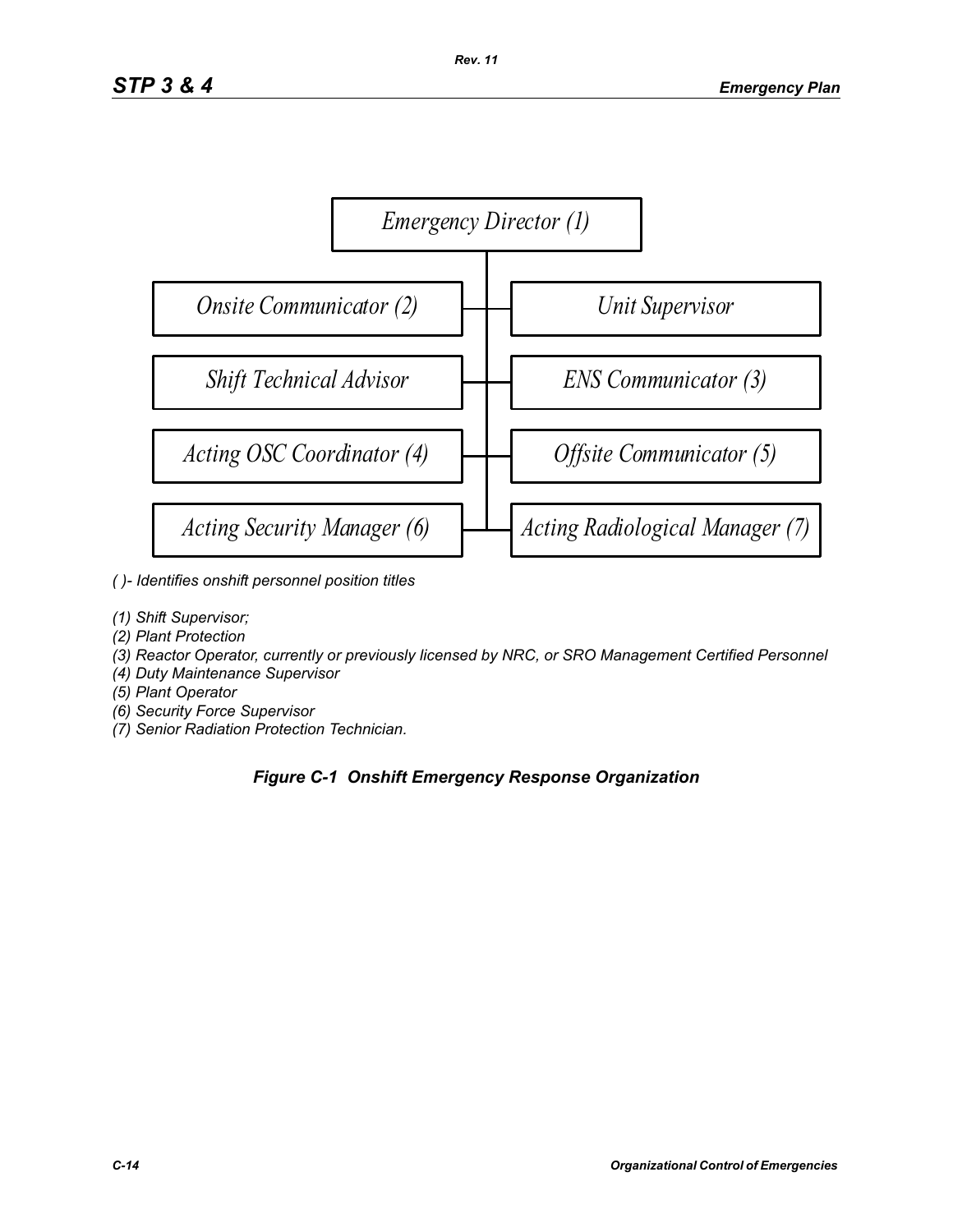Emergency Director (1)

Onsite Communicator (2)

Unit Supervisor

Shift Technical Advisor

ENS Communicator (3)

Acting OSC Coordinator (4)

Offsite Communicator (5)

Acting Security Manager (6)

Acting Radiological Manager (7)

*( )- Identifies onshift personnel position titles*

*(1) Shift Supervisor;*
*(2) Plant Protection*
*(3) Reactor Operator, currently or previously licensed by NRC, or SRO Management Certified Personnel*
*(4) Duty Maintenance Supervisor*
*(5) Plant Operator*
*(6) Security Force Supervisor*
*(7) Senior Radiation Protection Technician.*

***Figure C-1 Onshift Emergency Response Organization***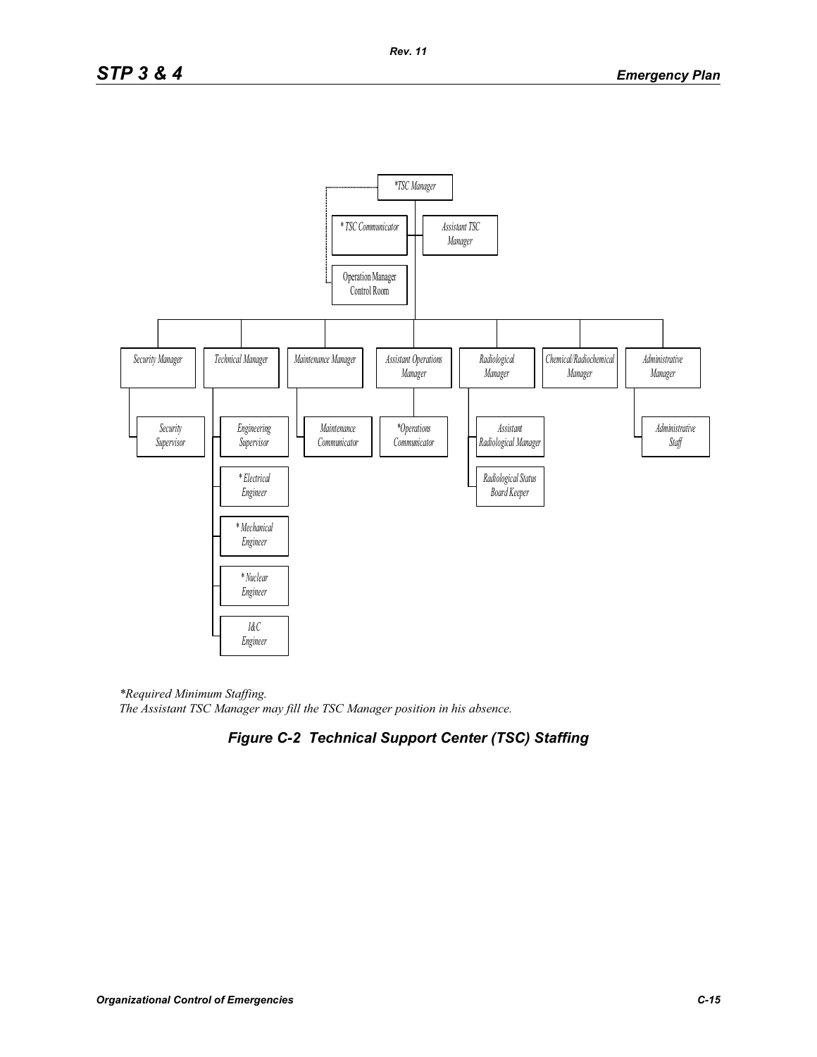*TSC Manager

* TSC Communicator

Assistant TSC Manager

Operation Manager Control Room

Security Manager

Technical Manager

Maintenance Manager

Assistant Operations Manager

Radiological Manager

Chemical/Radiochemical Manager

Administrative Manager

Security Supervisor

Engineering Supervisor

* Electrical Engineer

* Mechanical Engineer

* Nuclear Engineer

I&C Engineer

Maintenance Communicator

*Operations Communicator

Assistant Radiological Manager

Radiological Status Board Keeper

Administrative Staff

*Required Minimum Staffing.
*The Assistant TSC Manager may fill the TSC Manager position in his absence.*

***Figure C-2 Technical Support Center (TSC) Staffing***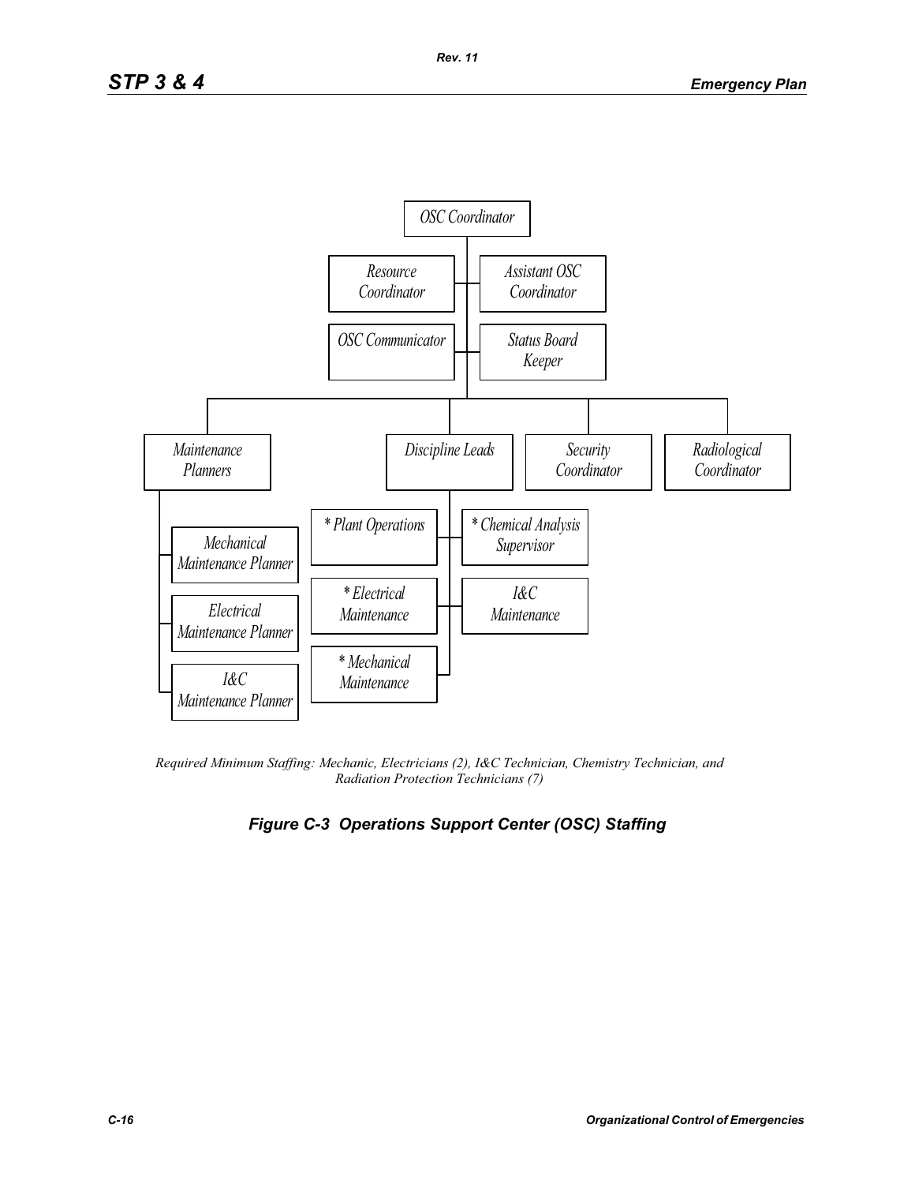OSC Coordinator

Resource Coordinator

Assistant OSC Coordinator

OSC Communicator

Status Board Keeper

Maintenance Planners

Discipline Leads

Security Coordinator

Radiological Coordinator

Mechanical Maintenance Planner

Electrical Maintenance Planner

I&C Maintenance Planner

* Plant Operations

* Chemical Analysis Supervisor

* Electrical Maintenance

I&C Maintenance

* Mechanical Maintenance

*Required Minimum Staffing: Mechanic, Electricians (2), I&C Technician, Chemistry Technician, and Radiation Protection Technicians (7)*

***Figure C-3 Operations Support Center (OSC) Staffing***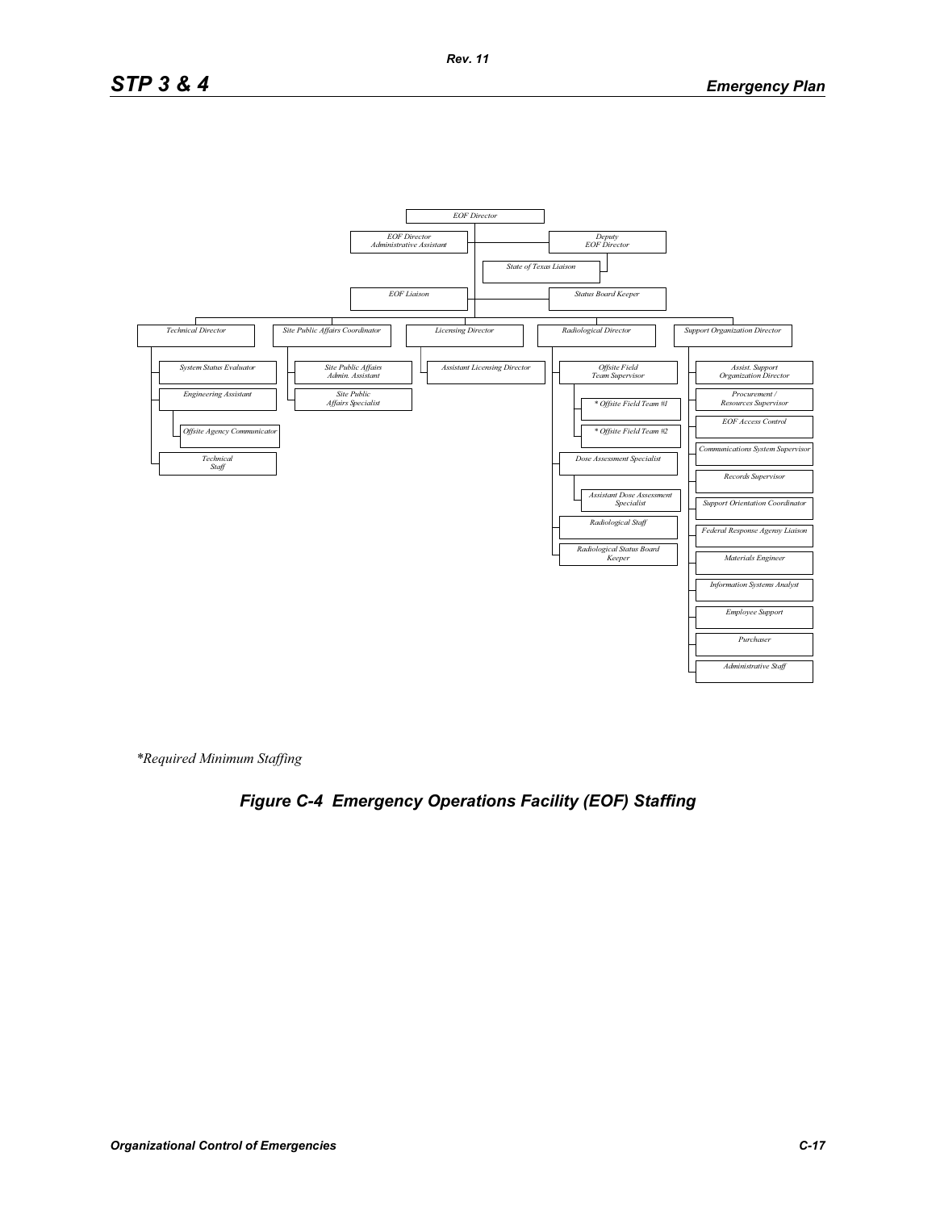EOF Director

EOF Director Administrative Assistant

Deputy EOF Director

State of Texas Liaison

EOF Liaison

Status Board Keeper

Technical Director

System Status Evaluator

Engineering Assistant

Offsite Agency Communicator

Technical Staff

Site Public Affairs Coordinator

Site Public Affairs Admin. Assistant

Site Public Affairs Specialist

Licensing Director

Assistant Licensing Director

Radiological Director

Offsite Field Team Supervisor

* Offsite Field Team #1

* Offsite Field Team #2

Dose Assessment Specialist

Assistant Dose Assessment Specialist

Radiological Staff

Radiological Status Board Keeper

Support Organization Director

Assist. Support Organization Director

Procurement / Resources Supervisor

EOF Access Control

Communications System Supervisor

Records Supervisor

Support Orientation Coordinator

Federal Response Agency Liaison

Materials Engineer

Information Systems Analyst

Employee Support

Purchaser

Administrative Staff

*Required Minimum Staffing*

***Figure C-4 Emergency Operations Facility (EOF) Staffing***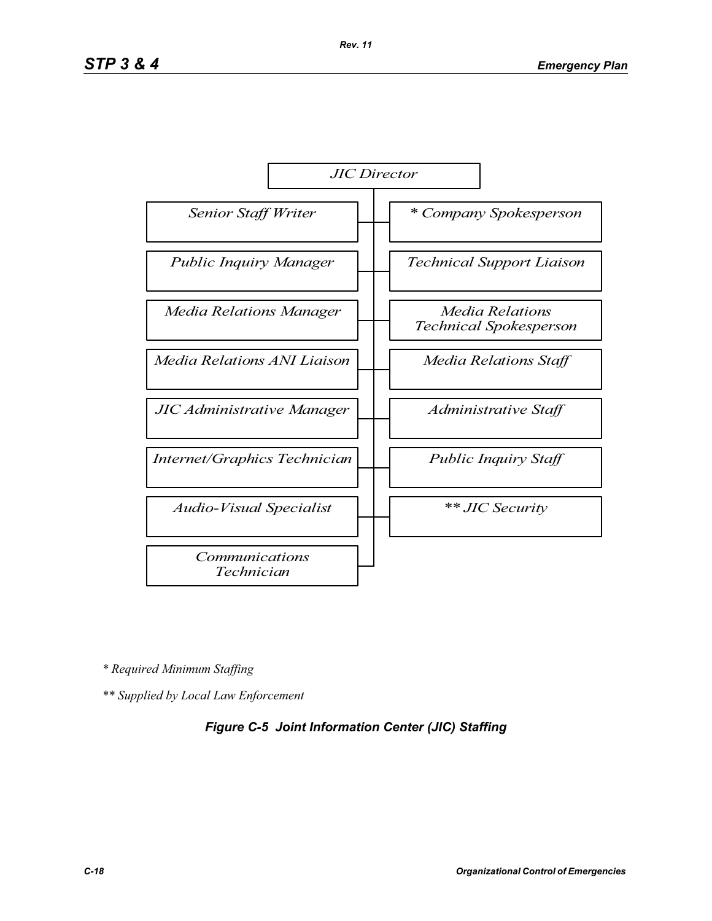JIC Director

Senior Staff Writer

Public Inquiry Manager

Media Relations Manager

Media Relations ANI Liaison

JIC Administrative Manager

Internet/Graphics Technician

Audio-Visual Specialist

Communications Technician

* Company Spokesperson

Technical Support Liaison

Media Relations Technical Spokesperson

Media Relations Staff

Administrative Staff

Public Inquiry Staff

** JIC Security

*\* Required Minimum Staffing*

*\*\* Supplied by Local Law Enforcement*

***Figure C-5 Joint Information Center (JIC) Staffing***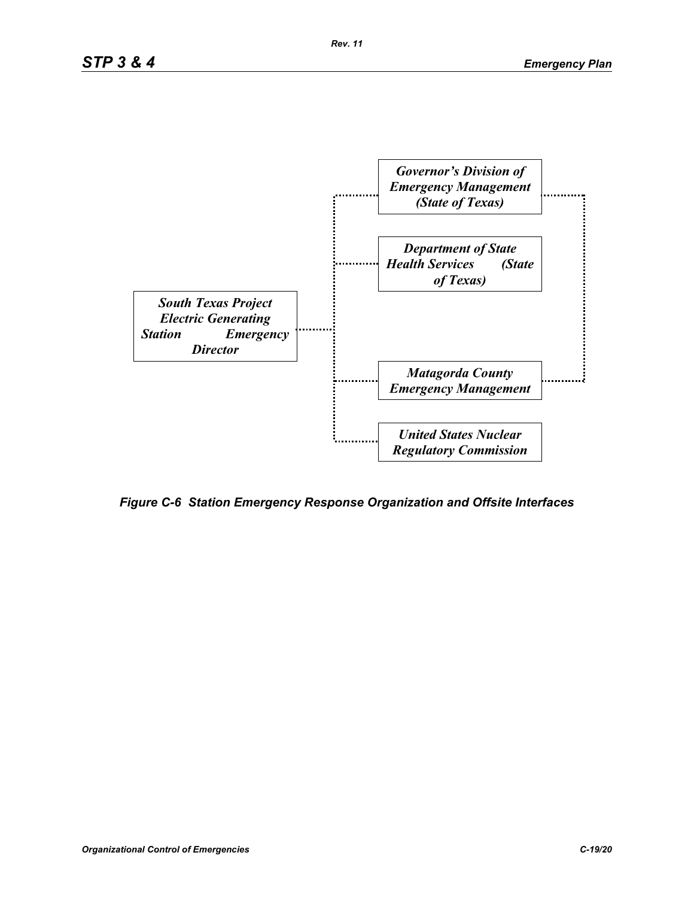South Texas Project Electric Generating Station Emergency Director

Governor's Division of Emergency Management (State of Texas)

Department of State Health Services (State of Texas)

Matagorda County Emergency Management

United States Nuclear Regulatory Commission

*Figure C-6 Station Emergency Response Organization and Offsite Interfaces*